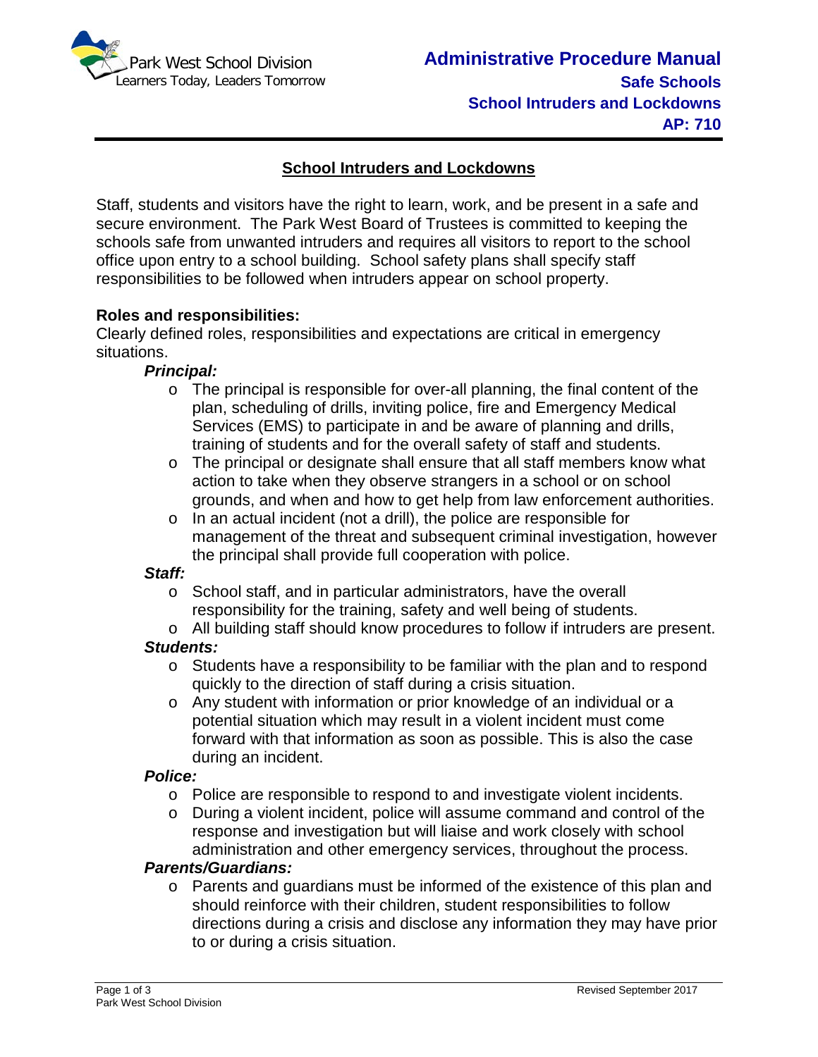# School Intruders and Lockdowns

Staff, students and visitors have the right to learn, work, and be present in a safe and secure environment. The Park West Board of Trustees is committed to keeping the schools safe from unwanted intruders and requires all visitors to report to the school office upon entry to a school building. School safety plans shall specify staff responsibilities to be followed when intruders appear on school property.

**Roles and responsibilities:**

Clearly defined roles, responsibilities and expectations are critical in emergency situations.

***Principal:***

- The principal is responsible for over-all planning, the final content of the plan, scheduling of drills, inviting police, fire and Emergency Medical Services (EMS) to participate in and be aware of planning and drills, training of students and for the overall safety of staff and students.
- The principal or designate shall ensure that all staff members know what action to take when they observe strangers in a school or on school grounds, and when and how to get help from law enforcement authorities.
- In an actual incident (not a drill), the police are responsible for management of the threat and subsequent criminal investigation, however the principal shall provide full cooperation with police.

***Staff:***

- School staff, and in particular administrators, have the overall responsibility for the training, safety and well being of students.
- All building staff should know procedures to follow if intruders are present.

***Students:***

- Students have a responsibility to be familiar with the plan and to respond quickly to the direction of staff during a crisis situation.
- Any student with information or prior knowledge of an individual or a potential situation which may result in a violent incident must come forward with that information as soon as possible. This is also the case during an incident.

***Police:***

- Police are responsible to respond to and investigate violent incidents.
- During a violent incident, police will assume command and control of the response and investigation but will liaise and work closely with school administration and other emergency services, throughout the process.

***Parents/Guardians:***

- Parents and guardians must be informed of the existence of this plan and should reinforce with their children, student responsibilities to follow directions during a crisis and disclose any information they may have prior to or during a crisis situation.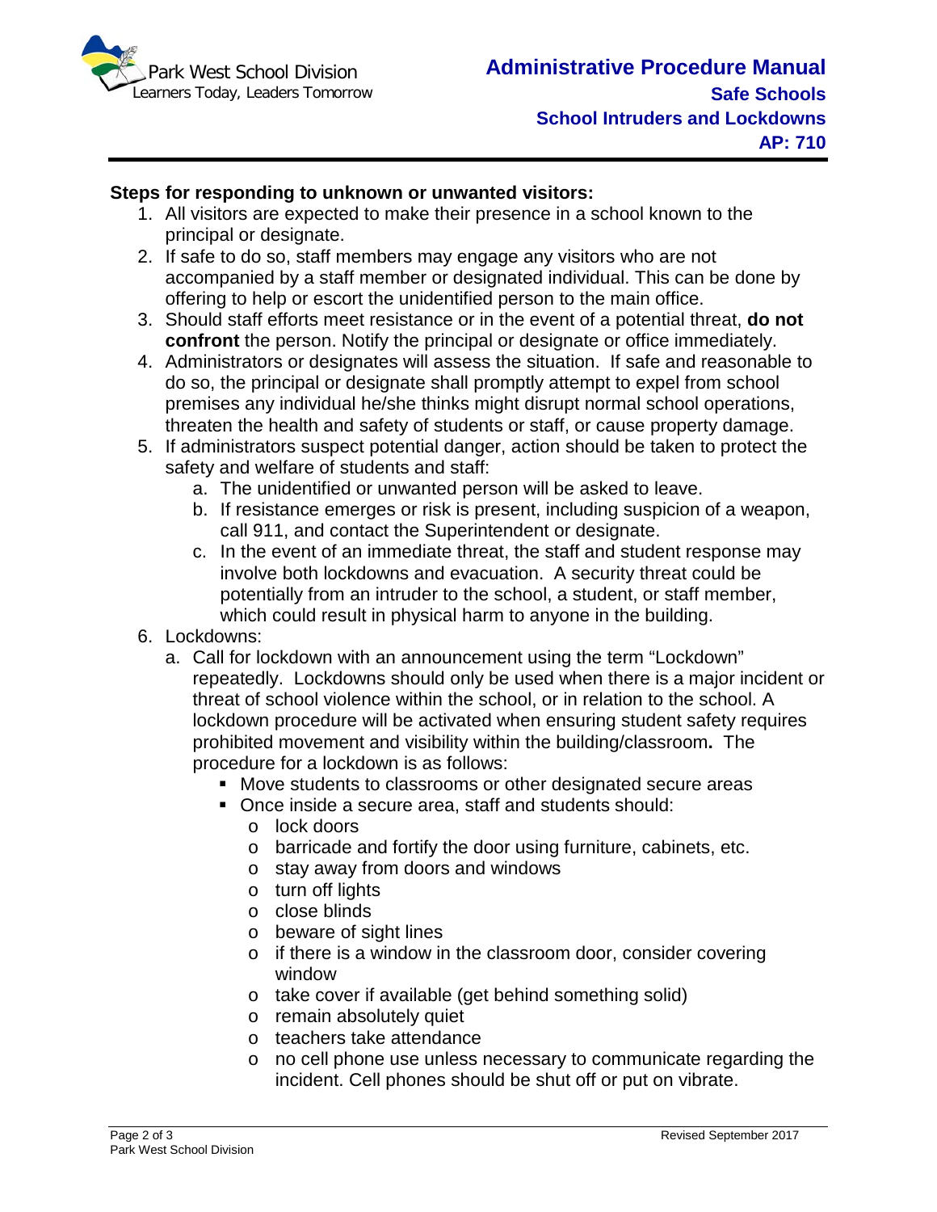**Steps for responding to unknown or unwanted visitors:**

1. All visitors are expected to make their presence in a school known to the principal or designate.
2. If safe to do so, staff members may engage any visitors who are not accompanied by a staff member or designated individual. This can be done by offering to help or escort the unidentified person to the main office.
3. Should staff efforts meet resistance or in the event of a potential threat, **do not confront** the person. Notify the principal or designate or office immediately.
4. Administrators or designates will assess the situation. If safe and reasonable to do so, the principal or designate shall promptly attempt to expel from school premises any individual he/she thinks might disrupt normal school operations, threaten the health and safety of students or staff, or cause property damage.
5. If administrators suspect potential danger, action should be taken to protect the safety and welfare of students and staff:
   a. The unidentified or unwanted person will be asked to leave.
   b. If resistance emerges or risk is present, including suspicion of a weapon, call 911, and contact the Superintendent or designate.
   c. In the event of an immediate threat, the staff and student response may involve both lockdowns and evacuation. A security threat could be potentially from an intruder to the school, a student, or staff member, which could result in physical harm to anyone in the building.
6. Lockdowns:
   a. Call for lockdown with an announcement using the term "Lockdown" repeatedly. Lockdowns should only be used when there is a major incident or threat of school violence within the school, or in relation to the school. A lockdown procedure will be activated when ensuring student safety requires prohibited movement and visibility within the building/classroom**.** The procedure for a lockdown is as follows:
      - Move students to classrooms or other designated secure areas
      - Once inside a secure area, staff and students should:
        - lock doors
        - barricade and fortify the door using furniture, cabinets, etc.
        - stay away from doors and windows
        - turn off lights
        - close blinds
        - beware of sight lines
        - if there is a window in the classroom door, consider covering window
        - take cover if available (get behind something solid)
        - remain absolutely quiet
        - teachers take attendance
        - no cell phone use unless necessary to communicate regarding the incident. Cell phones should be shut off or put on vibrate.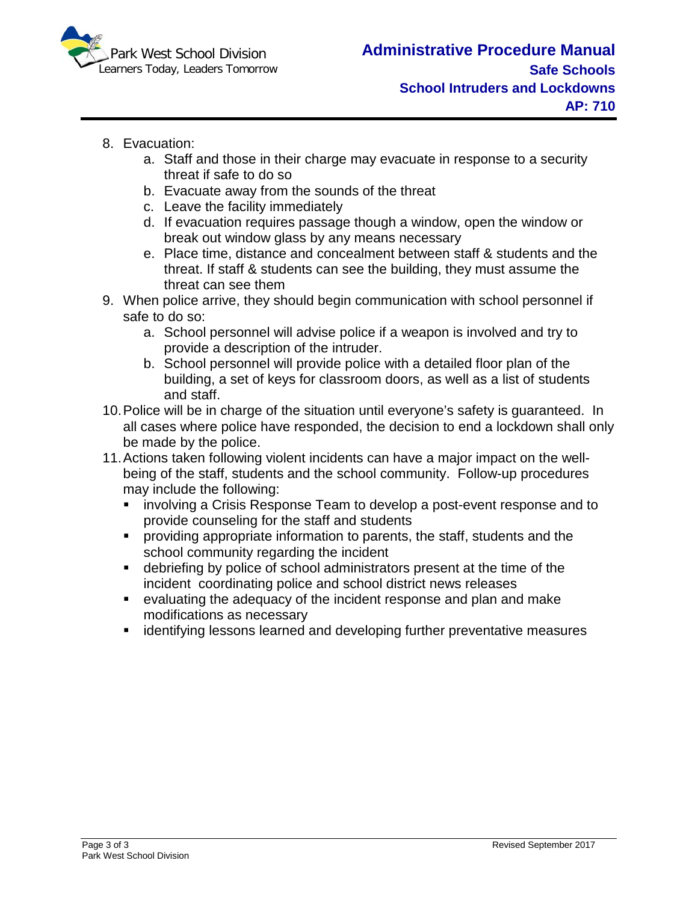8. Evacuation:
   a. Staff and those in their charge may evacuate in response to a security threat if safe to do so
   b. Evacuate away from the sounds of the threat
   c. Leave the facility immediately
   d. If evacuation requires passage though a window, open the window or break out window glass by any means necessary
   e. Place time, distance and concealment between staff & students and the threat. If staff & students can see the building, they must assume the threat can see them
9. When police arrive, they should begin communication with school personnel if safe to do so:
   a. School personnel will advise police if a weapon is involved and try to provide a description of the intruder.
   b. School personnel will provide police with a detailed floor plan of the building, a set of keys for classroom doors, as well as a list of students and staff.
10. Police will be in charge of the situation until everyone's safety is guaranteed. In all cases where police have responded, the decision to end a lockdown shall only be made by the police.
11. Actions taken following violent incidents can have a major impact on the well-being of the staff, students and the school community. Follow-up procedures may include the following:
    - involving a Crisis Response Team to develop a post-event response and to provide counseling for the staff and students
    - providing appropriate information to parents, the staff, students and the school community regarding the incident
    - debriefing by police of school administrators present at the time of the incident coordinating police and school district news releases
    - evaluating the adequacy of the incident response and plan and make modifications as necessary
    - identifying lessons learned and developing further preventative measures